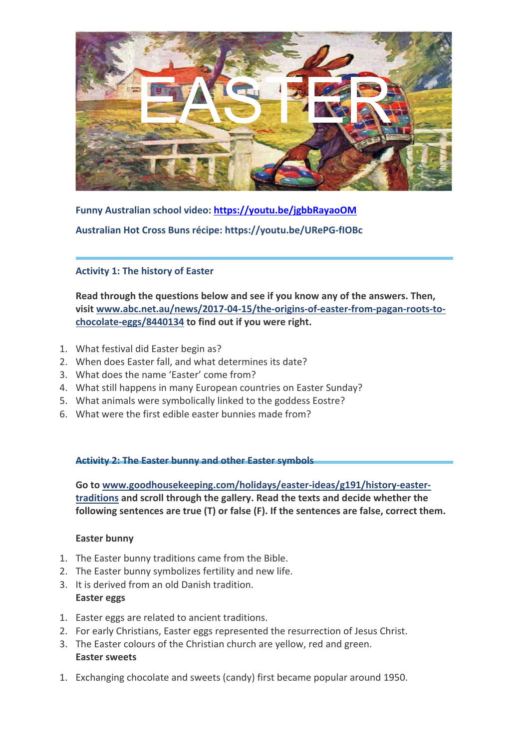# EASTER

**Funny Australian school video: [https://youtu.be/jgbbRayaoOM](https://youtu.be/jgbbRayaoOM)**

**Australian Hot Cross Buns récipe: https://youtu.be/URePG-fIOBc**

---

### Activity 1: The history of Easter

**Read through the questions below and see if you know any of the answers. Then, visit [www.abc.net.au/news/2017-04-15/the-origins-of-easter-from-pagan-roots-to-chocolate-eggs/8440134](www.abc.net.au/news/2017-04-15/the-origins-of-easter-from-pagan-roots-to-chocolate-eggs/8440134) to find out if you were right.**

1. What festival did Easter begin as?
2. When does Easter fall, and what determines its date?
3. What does the name 'Easter' come from?
4. What still happens in many European countries on Easter Sunday?
5. What animals were symbolically linked to the goddess Eostre?
6. What were the first edible easter bunnies made from?

---

### Activity 2: The Easter bunny and other Easter symbols

**Go to [www.goodhousekeeping.com/holidays/easter-ideas/g191/history-easter-traditions](www.goodhousekeeping.com/holidays/easter-ideas/g191/history-easter-traditions) and scroll through the gallery. Read the texts and decide whether the following sentences are true (T) or false (F). If the sentences are false, correct them.**

**Easter bunny**

1. The Easter bunny traditions came from the Bible.
2. The Easter bunny symbolizes fertility and new life.
3. It is derived from an old Danish tradition.

**Easter eggs**

1. Easter eggs are related to ancient traditions.
2. For early Christians, Easter eggs represented the resurrection of Jesus Christ.
3. The Easter colours of the Christian church are yellow, red and green.

**Easter sweets**

1. Exchanging chocolate and sweets (candy) first became popular around 1950.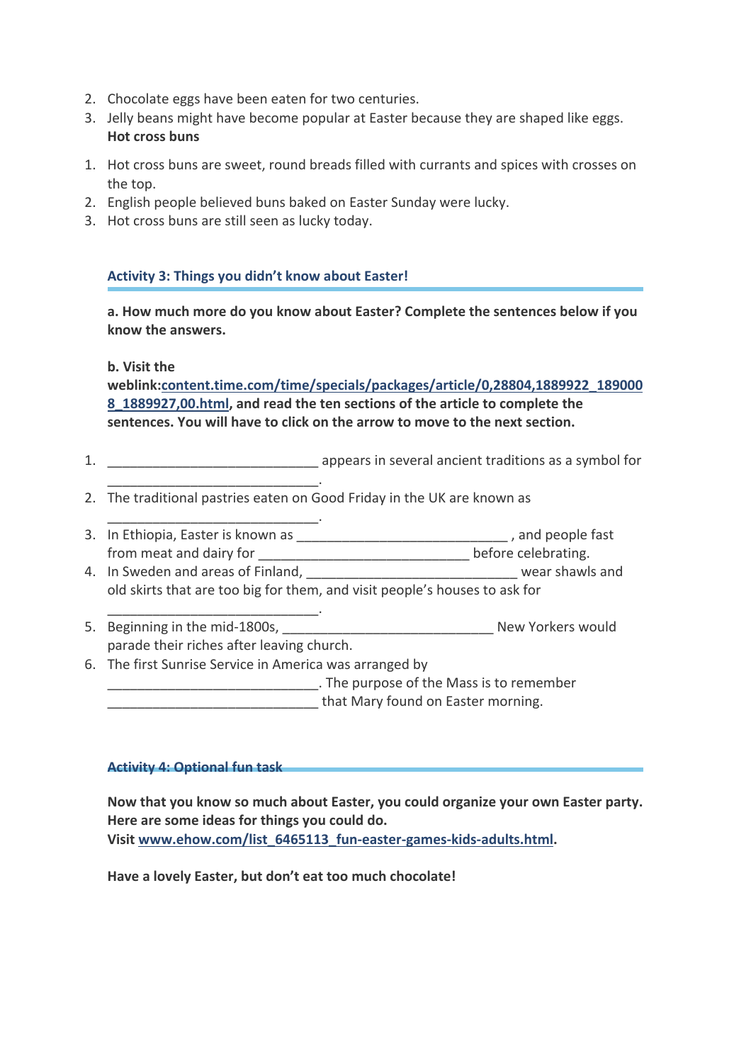2. Chocolate eggs have been eaten for two centuries.
3. Jelly beans might have become popular at Easter because they are shaped like eggs.

**Hot cross buns**

1. Hot cross buns are sweet, round breads filled with currants and spices with crosses on the top.
2. English people believed buns baked on Easter Sunday were lucky.
3. Hot cross buns are still seen as lucky today.

### Activity 3: Things you didn't know about Easter!

**a. How much more do you know about Easter? Complete the sentences below if you know the answers.**

**b. Visit the weblink:[content.time.com/time/specials/packages/article/0,28804,1889922_1890008_1889927,00.html](content.time.com/time/specials/packages/article/0,28804,1889922_1890008_1889927,00.html), and read the ten sections of the article to complete the sentences. You will have to click on the arrow to move to the next section.**

1. ____________________________ appears in several ancient traditions as a symbol for ____________________________.
2. The traditional pastries eaten on Good Friday in the UK are known as ____________________________.
3. In Ethiopia, Easter is known as ____________________________ , and people fast from meat and dairy for ____________________________ before celebrating.
4. In Sweden and areas of Finland, ____________________________ wear shawls and old skirts that are too big for them, and visit people's houses to ask for ____________________________.
5. Beginning in the mid-1800s, ____________________________ New Yorkers would parade their riches after leaving church.
6. The first Sunrise Service in America was arranged by ____________________________. The purpose of the Mass is to remember ____________________________ that Mary found on Easter morning.

### Activity 4: Optional fun task

**Now that you know so much about Easter, you could organize your own Easter party. Here are some ideas for things you could do.**
**Visit [www.ehow.com/list_6465113_fun-easter-games-kids-adults.html](www.ehow.com/list_6465113_fun-easter-games-kids-adults.html).**

**Have a lovely Easter, but don't eat too much chocolate!**